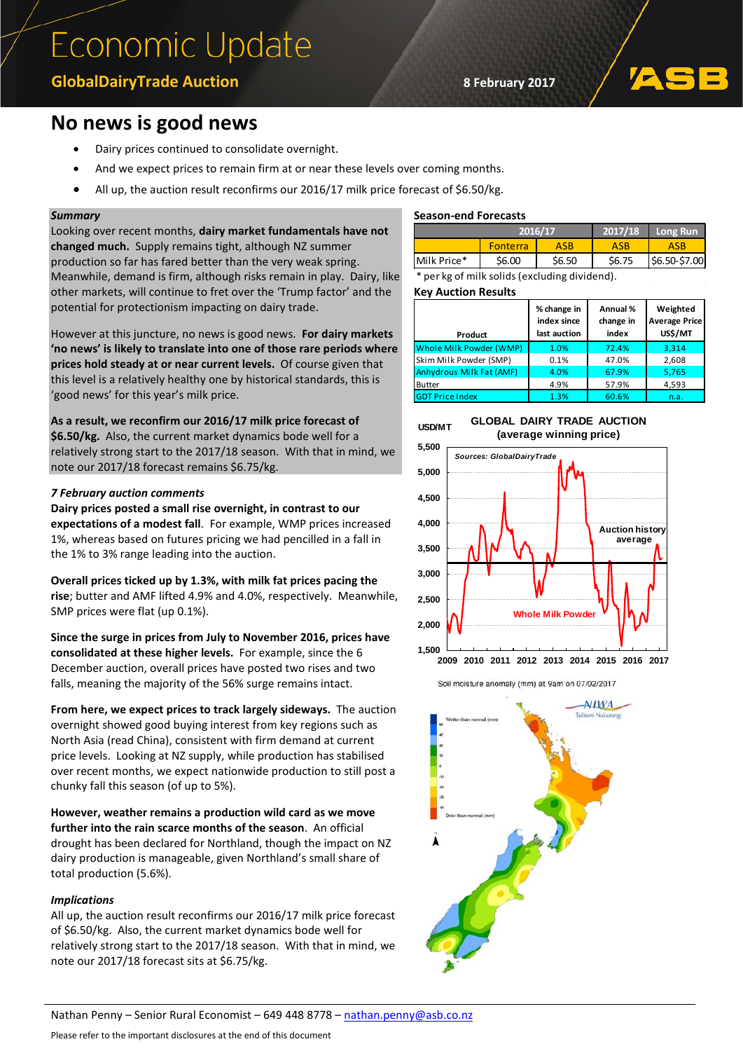# Economic Update

**GlobalDairyTrade Auction**

**8 February 2017**

## No news is good news

- Dairy prices continued to consolidate overnight.
- And we expect prices to remain firm at or near these levels over coming months.
- All up, the auction result reconfirms our 2016/17 milk price forecast of $6.50/kg.

***Summary***

Looking over recent months, **dairy market fundamentals have not changed much.** Supply remains tight, although NZ summer production so far has fared better than the very weak spring. Meanwhile, demand is firm, although risks remain in play. Dairy, like other markets, will continue to fret over the 'Trump factor' and the potential for protectionism impacting on dairy trade.

However at this juncture, no news is good news. **For dairy markets 'no news' is likely to translate into one of those rare periods where prices hold steady at or near current levels.** Of course given that this level is a relatively healthy one by historical standards, this is 'good news' for this year's milk price.

**As a result, we reconfirm our 2016/17 milk price forecast of $6.50/kg.** Also, the current market dynamics bode well for a relatively strong start to the 2017/18 season. With that in mind, we note our 2017/18 forecast remains $6.75/kg.

***7 February auction comments***

**Dairy prices posted a small rise overnight, in contrast to our expectations of a modest fall**. For example, WMP prices increased 1%, whereas based on futures pricing we had pencilled in a fall in the 1% to 3% range leading into the auction.

**Overall prices ticked up by 1.3%, with milk fat prices pacing the rise**; butter and AMF lifted 4.9% and 4.0%, respectively. Meanwhile, SMP prices were flat (up 0.1%).

**Since the surge in prices from July to November 2016, prices have consolidated at these higher levels.** For example, since the 6 December auction, overall prices have posted two rises and two falls, meaning the majority of the 56% surge remains intact.

**From here, we expect prices to track largely sideways.** The auction overnight showed good buying interest from key regions such as North Asia (read China), consistent with firm demand at current price levels. Looking at NZ supply, while production has stabilised over recent months, we expect nationwide production to still post a chunky fall this season (of up to 5%).

**However, weather remains a production wild card as we move further into the rain scarce months of the season**. An official drought has been declared for Northland, though the impact on NZ dairy production is manageable, given Northland's small share of total production (5.6%).

***Implications***

All up, the auction result reconfirms our 2016/17 milk price forecast of $6.50/kg. Also, the current market dynamics bode well for relatively strong start to the 2017/18 season. With that in mind, we note our 2017/18 forecast sits at $6.75/kg.

**Season-end Forecasts**

| | 2016/17 | | 2017/18 | Long Run |
|---|---|---|---|---|
| | Fonterra | ASB | ASB | ASB |
| Milk Price* | $6.00 | $6.50 | $6.75 | $6.50-$7.00 |

\* per kg of milk solids (excluding dividend).

**Key Auction Results**

| Product | % change in index since last auction | Annual % change in index | Weighted Average Price US$/MT |
|---|---|---|---|
| Whole Milk Powder (WMP) | 1.0% | 72.4% | 3,314 |
| Skim Milk Powder (SMP) | 0.1% | 47.0% | 2,608 |
| Anhydrous Milk Fat (AMF) | 4.0% | 67.9% | 5,765 |
| Butter | 4.9% | 57.9% | 4,593 |
| GDT Price Index | 1.3% | 60.6% | n.a. |

**GLOBAL DAIRY TRADE AUCTION (average winning price)**

Soil moisture anomaly (mm) at 9am on 07/02/2017

Nathan Penny – Senior Rural Economist – 649 448 8778 – nathan.penny@asb.co.nz

Please refer to the important disclosures at the end of this document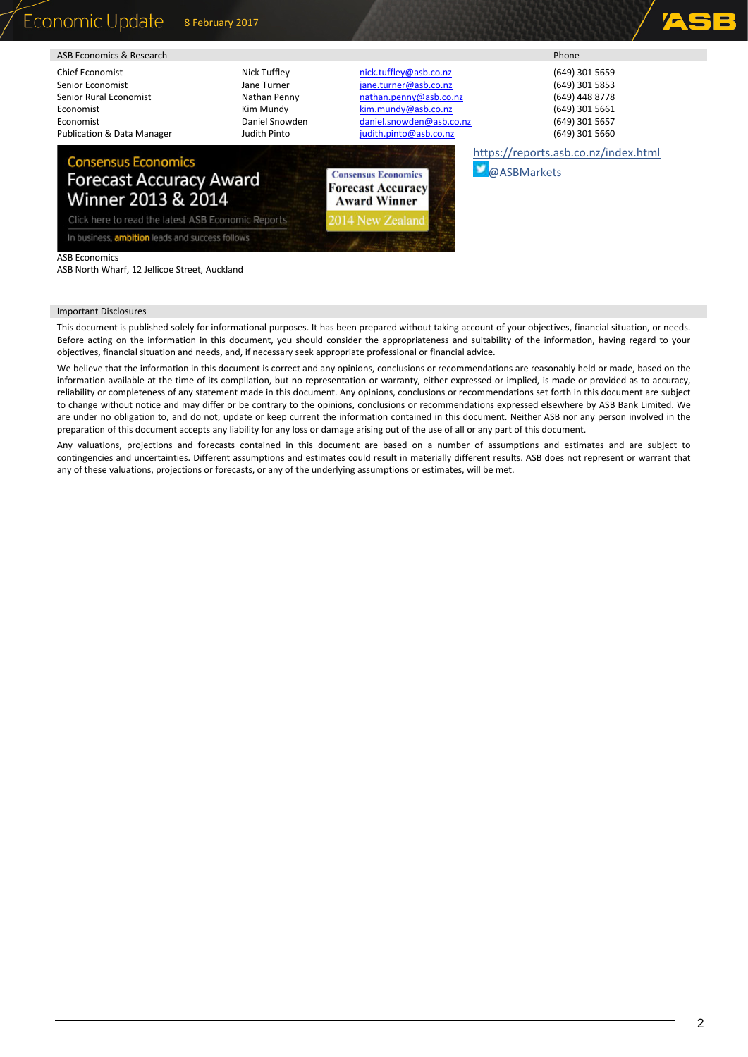| ASB Economics & Research | | | Phone |
|---|---|---|---|
| Chief Economist | Nick Tuffley | nick.tuffley@asb.co.nz | (649) 301 5659 |
| Senior Economist | Jane Turner | jane.turner@asb.co.nz | (649) 301 5853 |
| Senior Rural Economist | Nathan Penny | nathan.penny@asb.co.nz | (649) 448 8778 |
| Economist | Kim Mundy | kim.mundy@asb.co.nz | (649) 301 5661 |
| Economist | Daniel Snowden | daniel.snowden@asb.co.nz | (649) 301 5657 |
| Publication & Data Manager | Judith Pinto | judith.pinto@asb.co.nz | (649) 301 5660 |

Consensus Economics Forecast Accuracy Award Winner 2013 & 2014

Click here to read the latest ASB Economic Reports

In business, **ambition** leads and success follows

Consensus Economics Forecast Accuracy Award Winner 2014 New Zealand

https://reports.asb.co.nz/index.html

@ASBMarkets

ASB Economics
ASB North Wharf, 12 Jellicoe Street, Auckland

## Important Disclosures

This document is published solely for informational purposes. It has been prepared without taking account of your objectives, financial situation, or needs. Before acting on the information in this document, you should consider the appropriateness and suitability of the information, having regard to your objectives, financial situation and needs, and, if necessary seek appropriate professional or financial advice.

We believe that the information in this document is correct and any opinions, conclusions or recommendations are reasonably held or made, based on the information available at the time of its compilation, but no representation or warranty, either expressed or implied, is made or provided as to accuracy, reliability or completeness of any statement made in this document. Any opinions, conclusions or recommendations set forth in this document are subject to change without notice and may differ or be contrary to the opinions, conclusions or recommendations expressed elsewhere by ASB Bank Limited. We are under no obligation to, and do not, update or keep current the information contained in this document. Neither ASB nor any person involved in the preparation of this document accepts any liability for any loss or damage arising out of the use of all or any part of this document.

Any valuations, projections and forecasts contained in this document are based on a number of assumptions and estimates and are subject to contingencies and uncertainties. Different assumptions and estimates could result in materially different results. ASB does not represent or warrant that any of these valuations, projections or forecasts, or any of the underlying assumptions or estimates, will be met.